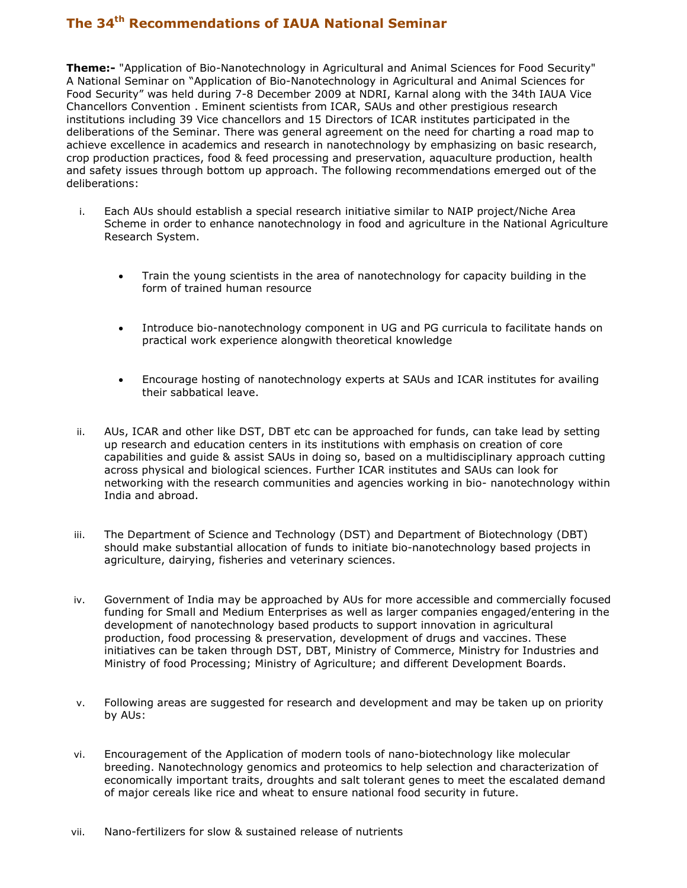# The 34th Recommendations of IAUA National Seminar

**Theme:-** "Application of Bio-Nanotechnology in Agricultural and Animal Sciences for Food Security" A National Seminar on "Application of Bio-Nanotechnology in Agricultural and Animal Sciences for Food Security" was held during 7-8 December 2009 at NDRI, Karnal along with the 34th IAUA Vice Chancellors Convention . Eminent scientists from ICAR, SAUs and other prestigious research institutions including 39 Vice chancellors and 15 Directors of ICAR institutes participated in the deliberations of the Seminar. There was general agreement on the need for charting a road map to achieve excellence in academics and research in nanotechnology by emphasizing on basic research, crop production practices, food & feed processing and preservation, aquaculture production, health and safety issues through bottom up approach. The following recommendations emerged out of the deliberations:

i. Each AUs should establish a special research initiative similar to NAIP project/Niche Area Scheme in order to enhance nanotechnology in food and agriculture in the National Agriculture Research System.

   - Train the young scientists in the area of nanotechnology for capacity building in the form of trained human resource
   - Introduce bio-nanotechnology component in UG and PG curricula to facilitate hands on practical work experience alongwith theoretical knowledge
   - Encourage hosting of nanotechnology experts at SAUs and ICAR institutes for availing their sabbatical leave.

ii. AUs, ICAR and other like DST, DBT etc can be approached for funds, can take lead by setting up research and education centers in its institutions with emphasis on creation of core capabilities and guide & assist SAUs in doing so, based on a multidisciplinary approach cutting across physical and biological sciences. Further ICAR institutes and SAUs can look for networking with the research communities and agencies working in bio- nanotechnology within India and abroad.

iii. The Department of Science and Technology (DST) and Department of Biotechnology (DBT) should make substantial allocation of funds to initiate bio-nanotechnology based projects in agriculture, dairying, fisheries and veterinary sciences.

iv. Government of India may be approached by AUs for more accessible and commercially focused funding for Small and Medium Enterprises as well as larger companies engaged/entering in the development of nanotechnology based products to support innovation in agricultural production, food processing & preservation, development of drugs and vaccines. These initiatives can be taken through DST, DBT, Ministry of Commerce, Ministry for Industries and Ministry of food Processing; Ministry of Agriculture; and different Development Boards.

v. Following areas are suggested for research and development and may be taken up on priority by AUs:

vi. Encouragement of the Application of modern tools of nano-biotechnology like molecular breeding. Nanotechnology genomics and proteomics to help selection and characterization of economically important traits, droughts and salt tolerant genes to meet the escalated demand of major cereals like rice and wheat to ensure national food security in future.

vii. Nano-fertilizers for slow & sustained release of nutrients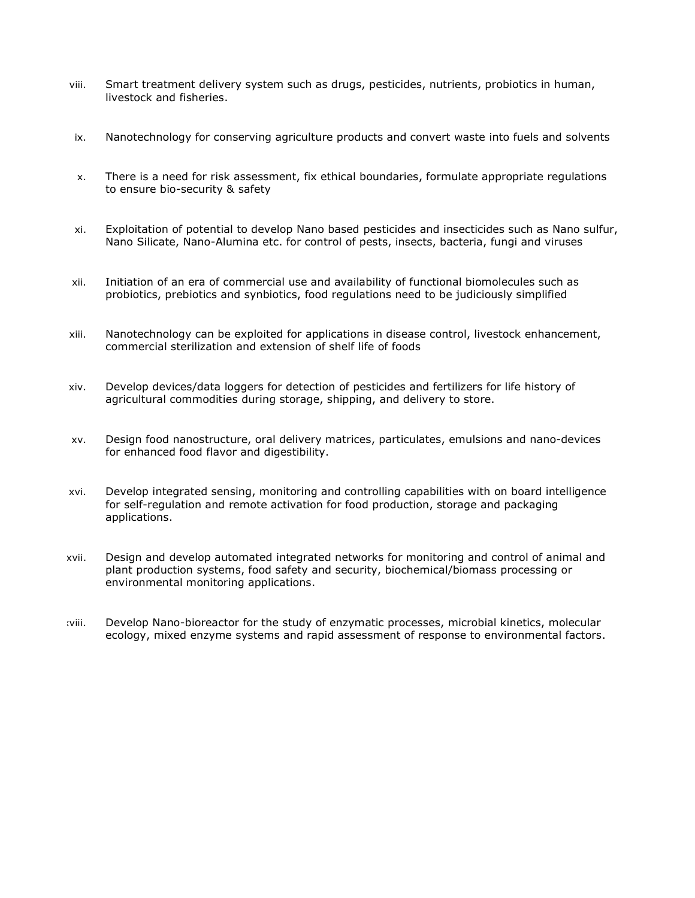viii. Smart treatment delivery system such as drugs, pesticides, nutrients, probiotics in human, livestock and fisheries.

ix. Nanotechnology for conserving agriculture products and convert waste into fuels and solvents

x. There is a need for risk assessment, fix ethical boundaries, formulate appropriate regulations to ensure bio-security & safety

xi. Exploitation of potential to develop Nano based pesticides and insecticides such as Nano sulfur, Nano Silicate, Nano-Alumina etc. for control of pests, insects, bacteria, fungi and viruses

xii. Initiation of an era of commercial use and availability of functional biomolecules such as probiotics, prebiotics and synbiotics, food regulations need to be judiciously simplified

xiii. Nanotechnology can be exploited for applications in disease control, livestock enhancement, commercial sterilization and extension of shelf life of foods

xiv. Develop devices/data loggers for detection of pesticides and fertilizers for life history of agricultural commodities during storage, shipping, and delivery to store.

xv. Design food nanostructure, oral delivery matrices, particulates, emulsions and nano-devices for enhanced food flavor and digestibility.

xvi. Develop integrated sensing, monitoring and controlling capabilities with on board intelligence for self-regulation and remote activation for food production, storage and packaging applications.

xvii. Design and develop automated integrated networks for monitoring and control of animal and plant production systems, food safety and security, biochemical/biomass processing or environmental monitoring applications.

xviii. Develop Nano-bioreactor for the study of enzymatic processes, microbial kinetics, molecular ecology, mixed enzyme systems and rapid assessment of response to environmental factors.